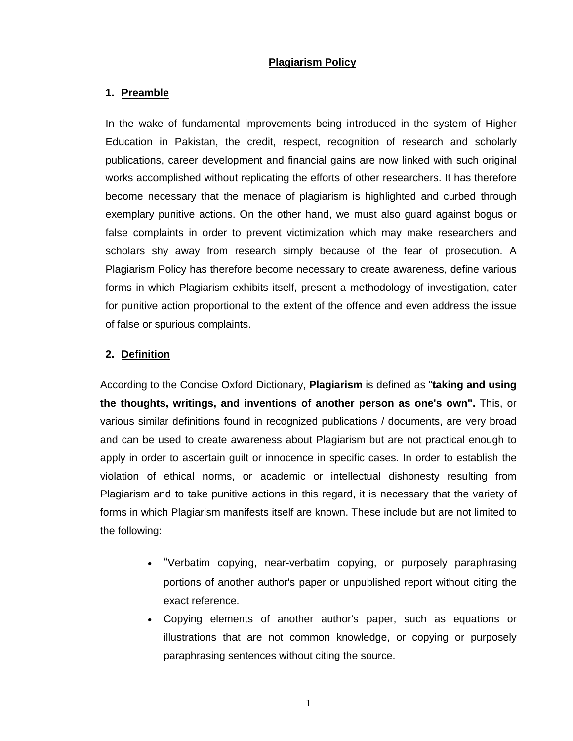# Plagiarism Policy

## 1. Preamble

In the wake of fundamental improvements being introduced in the system of Higher Education in Pakistan, the credit, respect, recognition of research and scholarly publications, career development and financial gains are now linked with such original works accomplished without replicating the efforts of other researchers. It has therefore become necessary that the menace of plagiarism is highlighted and curbed through exemplary punitive actions. On the other hand, we must also guard against bogus or false complaints in order to prevent victimization which may make researchers and scholars shy away from research simply because of the fear of prosecution. A Plagiarism Policy has therefore become necessary to create awareness, define various forms in which Plagiarism exhibits itself, present a methodology of investigation, cater for punitive action proportional to the extent of the offence and even address the issue of false or spurious complaints.

## 2. Definition

According to the Concise Oxford Dictionary, **Plagiarism** is defined as "**taking and using the thoughts, writings, and inventions of another person as one's own".** This, or various similar definitions found in recognized publications / documents, are very broad and can be used to create awareness about Plagiarism but are not practical enough to apply in order to ascertain guilt or innocence in specific cases. In order to establish the violation of ethical norms, or academic or intellectual dishonesty resulting from Plagiarism and to take punitive actions in this regard, it is necessary that the variety of forms in which Plagiarism manifests itself are known. These include but are not limited to the following:

- "Verbatim copying, near-verbatim copying, or purposely paraphrasing portions of another author's paper or unpublished report without citing the exact reference.
- Copying elements of another author's paper, such as equations or illustrations that are not common knowledge, or copying or purposely paraphrasing sentences without citing the source.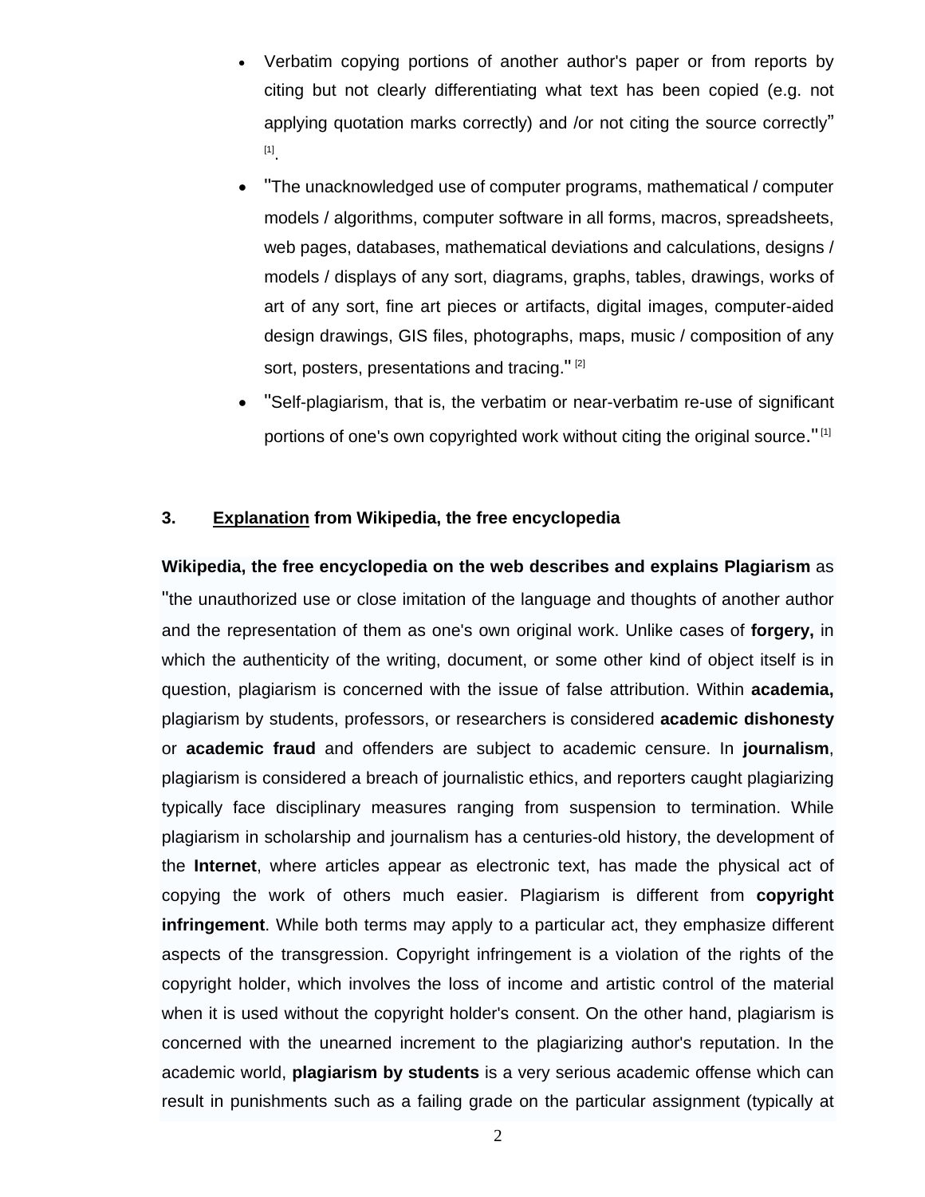- Verbatim copying portions of another author's paper or from reports by citing but not clearly differentiating what text has been copied (e.g. not applying quotation marks correctly) and /or not citing the source correctly" [1].
- "The unacknowledged use of computer programs, mathematical / computer models / algorithms, computer software in all forms, macros, spreadsheets, web pages, databases, mathematical deviations and calculations, designs / models / displays of any sort, diagrams, graphs, tables, drawings, works of art of any sort, fine art pieces or artifacts, digital images, computer-aided design drawings, GIS files, photographs, maps, music / composition of any sort, posters, presentations and tracing." [2]
- "Self-plagiarism, that is, the verbatim or near-verbatim re-use of significant portions of one's own copyrighted work without citing the original source." [1]

### 3. Explanation from Wikipedia, the free encyclopedia

**Wikipedia, the free encyclopedia on the web describes and explains Plagiarism** as "the unauthorized use or close imitation of the language and thoughts of another author and the representation of them as one's own original work. Unlike cases of **forgery,** in which the authenticity of the writing, document, or some other kind of object itself is in question, plagiarism is concerned with the issue of false attribution. Within **academia,** plagiarism by students, professors, or researchers is considered **academic dishonesty** or **academic fraud** and offenders are subject to academic censure. In **journalism**, plagiarism is considered a breach of journalistic ethics, and reporters caught plagiarizing typically face disciplinary measures ranging from suspension to termination. While plagiarism in scholarship and journalism has a centuries-old history, the development of the **Internet**, where articles appear as electronic text, has made the physical act of copying the work of others much easier. Plagiarism is different from **copyright infringement**. While both terms may apply to a particular act, they emphasize different aspects of the transgression. Copyright infringement is a violation of the rights of the copyright holder, which involves the loss of income and artistic control of the material when it is used without the copyright holder's consent. On the other hand, plagiarism is concerned with the unearned increment to the plagiarizing author's reputation. In the academic world, **plagiarism by students** is a very serious academic offense which can result in punishments such as a failing grade on the particular assignment (typically at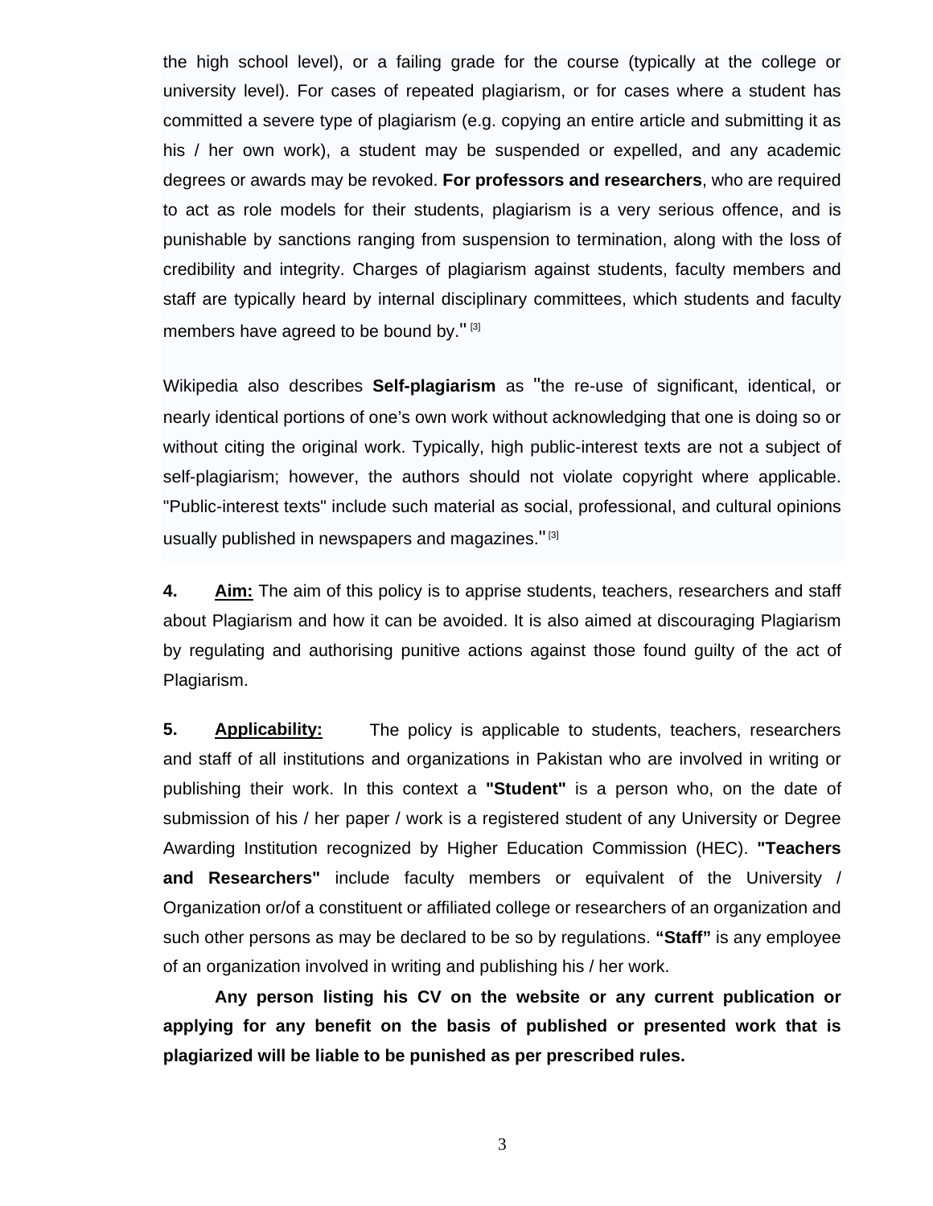the high school level), or a failing grade for the course (typically at the college or university level). For cases of repeated plagiarism, or for cases where a student has committed a severe type of plagiarism (e.g. copying an entire article and submitting it as his / her own work), a student may be suspended or expelled, and any academic degrees or awards may be revoked. **For professors and researchers**, who are required to act as role models for their students, plagiarism is a very serious offence, and is punishable by sanctions ranging from suspension to termination, along with the loss of credibility and integrity. Charges of plagiarism against students, faculty members and staff are typically heard by internal disciplinary committees, which students and faculty members have agreed to be bound by." [3]

Wikipedia also describes **Self-plagiarism** as "the re-use of significant, identical, or nearly identical portions of one's own work without acknowledging that one is doing so or without citing the original work. Typically, high public-interest texts are not a subject of self-plagiarism; however, the authors should not violate copyright where applicable. "Public-interest texts" include such material as social, professional, and cultural opinions usually published in newspapers and magazines." [3]

**4.** **Aim:** The aim of this policy is to apprise students, teachers, researchers and staff about Plagiarism and how it can be avoided. It is also aimed at discouraging Plagiarism by regulating and authorising punitive actions against those found guilty of the act of Plagiarism.

**5.** **Applicability:** The policy is applicable to students, teachers, researchers and staff of all institutions and organizations in Pakistan who are involved in writing or publishing their work. In this context a **"Student"** is a person who, on the date of submission of his / her paper / work is a registered student of any University or Degree Awarding Institution recognized by Higher Education Commission (HEC). **"Teachers and Researchers"** include faculty members or equivalent of the University / Organization or/of a constituent or affiliated college or researchers of an organization and such other persons as may be declared to be so by regulations. **"Staff"** is any employee of an organization involved in writing and publishing his / her work.

**Any person listing his CV on the website or any current publication or applying for any benefit on the basis of published or presented work that is plagiarized will be liable to be punished as per prescribed rules.**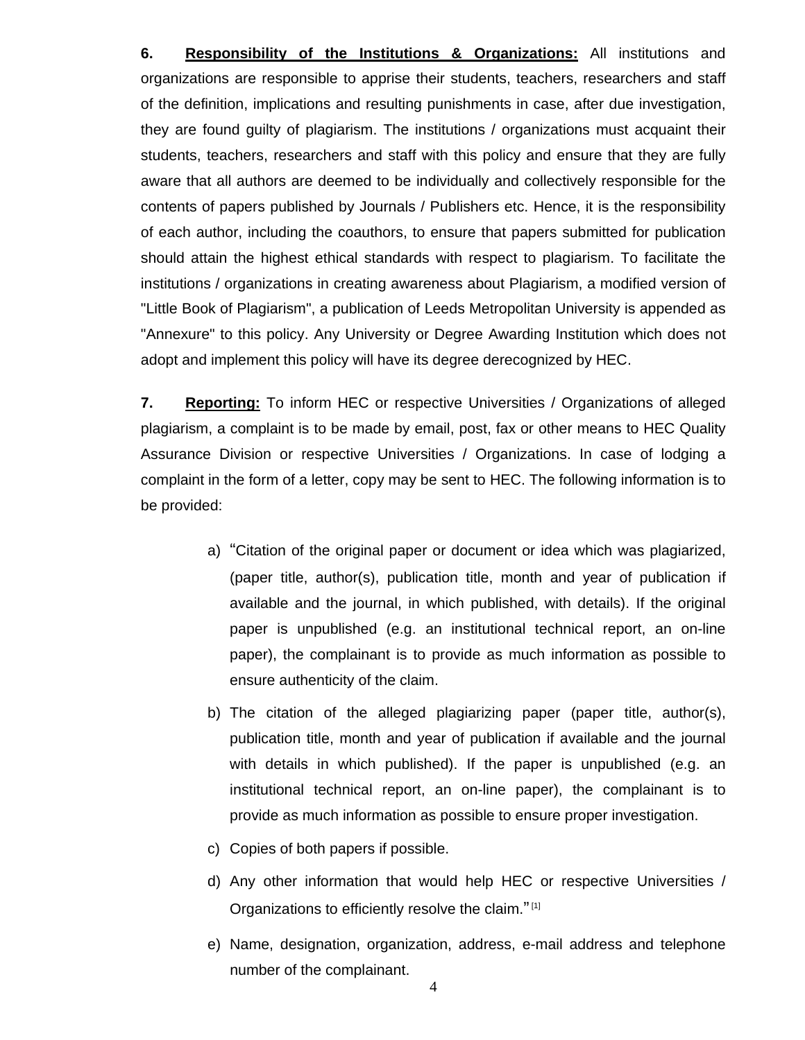**6. <u>Responsibility of the Institutions & Organizations:</u>** All institutions and organizations are responsible to apprise their students, teachers, researchers and staff of the definition, implications and resulting punishments in case, after due investigation, they are found guilty of plagiarism. The institutions / organizations must acquaint their students, teachers, researchers and staff with this policy and ensure that they are fully aware that all authors are deemed to be individually and collectively responsible for the contents of papers published by Journals / Publishers etc. Hence, it is the responsibility of each author, including the coauthors, to ensure that papers submitted for publication should attain the highest ethical standards with respect to plagiarism. To facilitate the institutions / organizations in creating awareness about Plagiarism, a modified version of "Little Book of Plagiarism", a publication of Leeds Metropolitan University is appended as "Annexure" to this policy. Any University or Degree Awarding Institution which does not adopt and implement this policy will have its degree derecognized by HEC.

**7. <u>Reporting:</u>** To inform HEC or respective Universities / Organizations of alleged plagiarism, a complaint is to be made by email, post, fax or other means to HEC Quality Assurance Division or respective Universities / Organizations. In case of lodging a complaint in the form of a letter, copy may be sent to HEC. The following information is to be provided:

a) "Citation of the original paper or document or idea which was plagiarized, (paper title, author(s), publication title, month and year of publication if available and the journal, in which published, with details). If the original paper is unpublished (e.g. an institutional technical report, an on-line paper), the complainant is to provide as much information as possible to ensure authenticity of the claim.

b) The citation of the alleged plagiarizing paper (paper title, author(s), publication title, month and year of publication if available and the journal with details in which published). If the paper is unpublished (e.g. an institutional technical report, an on-line paper), the complainant is to provide as much information as possible to ensure proper investigation.

c) Copies of both papers if possible.

d) Any other information that would help HEC or respective Universities / Organizations to efficiently resolve the claim." [1]

e) Name, designation, organization, address, e-mail address and telephone number of the complainant.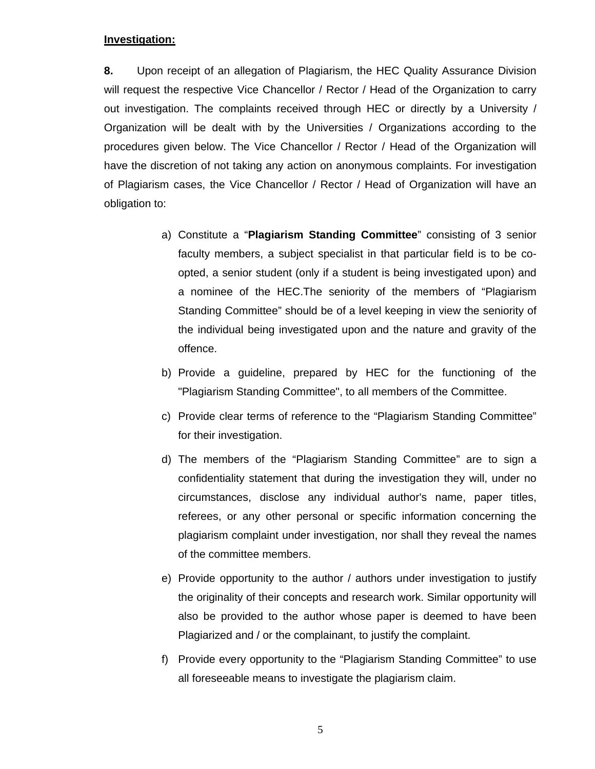**<u>Investigation:</u>**

**8.** Upon receipt of an allegation of Plagiarism, the HEC Quality Assurance Division will request the respective Vice Chancellor / Rector / Head of the Organization to carry out investigation. The complaints received through HEC or directly by a University / Organization will be dealt with by the Universities / Organizations according to the procedures given below. The Vice Chancellor / Rector / Head of the Organization will have the discretion of not taking any action on anonymous complaints. For investigation of Plagiarism cases, the Vice Chancellor / Rector / Head of Organization will have an obligation to:

a) Constitute a "**Plagiarism Standing Committee**" consisting of 3 senior faculty members, a subject specialist in that particular field is to be co-opted, a senior student (only if a student is being investigated upon) and a nominee of the HEC.The seniority of the members of "Plagiarism Standing Committee" should be of a level keeping in view the seniority of the individual being investigated upon and the nature and gravity of the offence.

b) Provide a guideline, prepared by HEC for the functioning of the "Plagiarism Standing Committee", to all members of the Committee.

c) Provide clear terms of reference to the "Plagiarism Standing Committee" for their investigation.

d) The members of the "Plagiarism Standing Committee" are to sign a confidentiality statement that during the investigation they will, under no circumstances, disclose any individual author's name, paper titles, referees, or any other personal or specific information concerning the plagiarism complaint under investigation, nor shall they reveal the names of the committee members.

e) Provide opportunity to the author / authors under investigation to justify the originality of their concepts and research work. Similar opportunity will also be provided to the author whose paper is deemed to have been Plagiarized and / or the complainant, to justify the complaint.

f) Provide every opportunity to the "Plagiarism Standing Committee" to use all foreseeable means to investigate the plagiarism claim.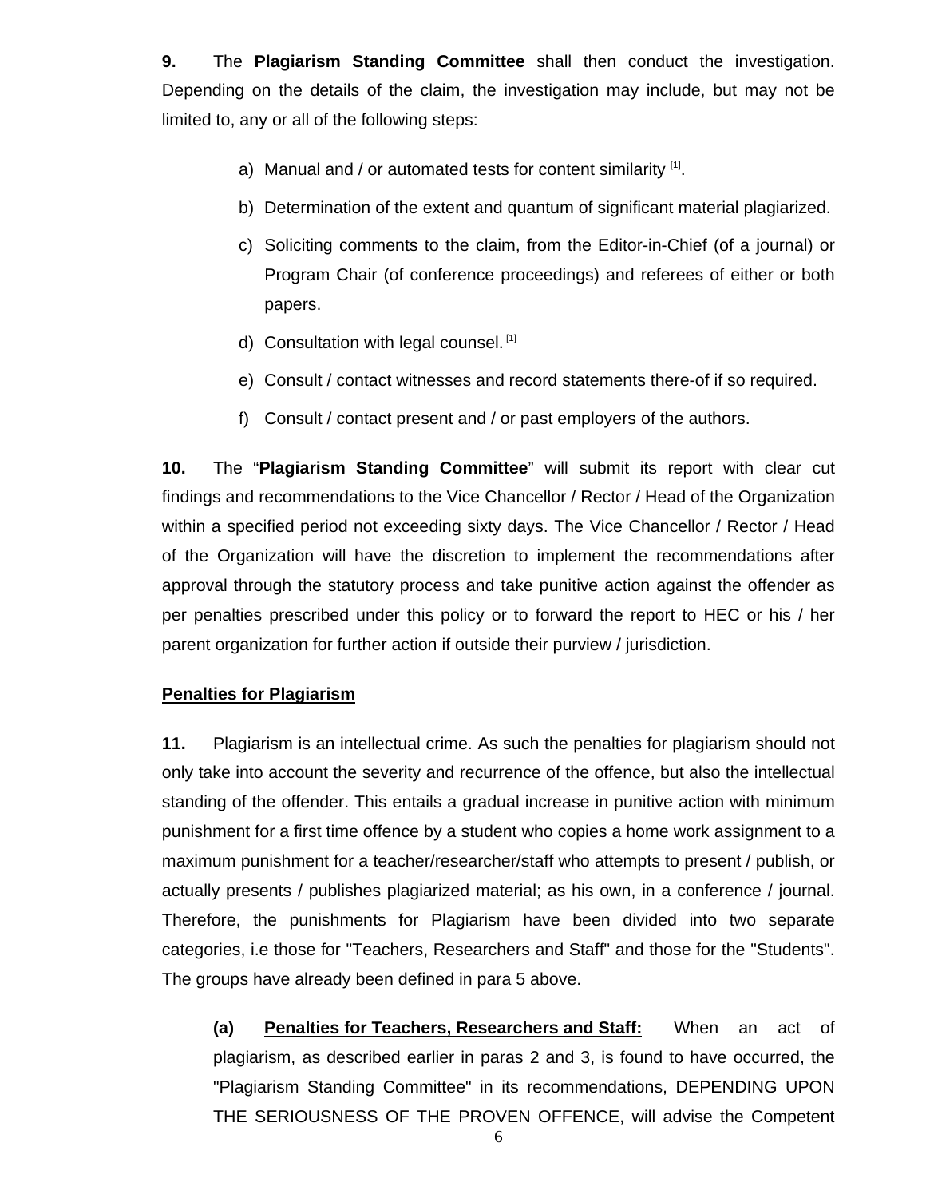**9.** The **Plagiarism Standing Committee** shall then conduct the investigation. Depending on the details of the claim, the investigation may include, but may not be limited to, any or all of the following steps:

a) Manual and / or automated tests for content similarity [1].

b) Determination of the extent and quantum of significant material plagiarized.

c) Soliciting comments to the claim, from the Editor-in-Chief (of a journal) or Program Chair (of conference proceedings) and referees of either or both papers.

d) Consultation with legal counsel. [1]

e) Consult / contact witnesses and record statements there-of if so required.

f) Consult / contact present and / or past employers of the authors.

**10.** The "**Plagiarism Standing Committee**" will submit its report with clear cut findings and recommendations to the Vice Chancellor / Rector / Head of the Organization within a specified period not exceeding sixty days. The Vice Chancellor / Rector / Head of the Organization will have the discretion to implement the recommendations after approval through the statutory process and take punitive action against the offender as per penalties prescribed under this policy or to forward the report to HEC or his / her parent organization for further action if outside their purview / jurisdiction.

**Penalties for Plagiarism**

**11.** Plagiarism is an intellectual crime. As such the penalties for plagiarism should not only take into account the severity and recurrence of the offence, but also the intellectual standing of the offender. This entails a gradual increase in punitive action with minimum punishment for a first time offence by a student who copies a home work assignment to a maximum punishment for a teacher/researcher/staff who attempts to present / publish, or actually presents / publishes plagiarized material; as his own, in a conference / journal. Therefore, the punishments for Plagiarism have been divided into two separate categories, i.e those for "Teachers, Researchers and Staff" and those for the "Students". The groups have already been defined in para 5 above.

**(a)** **Penalties for Teachers, Researchers and Staff:** When an act of plagiarism, as described earlier in paras 2 and 3, is found to have occurred, the "Plagiarism Standing Committee" in its recommendations, DEPENDING UPON THE SERIOUSNESS OF THE PROVEN OFFENCE, will advise the Competent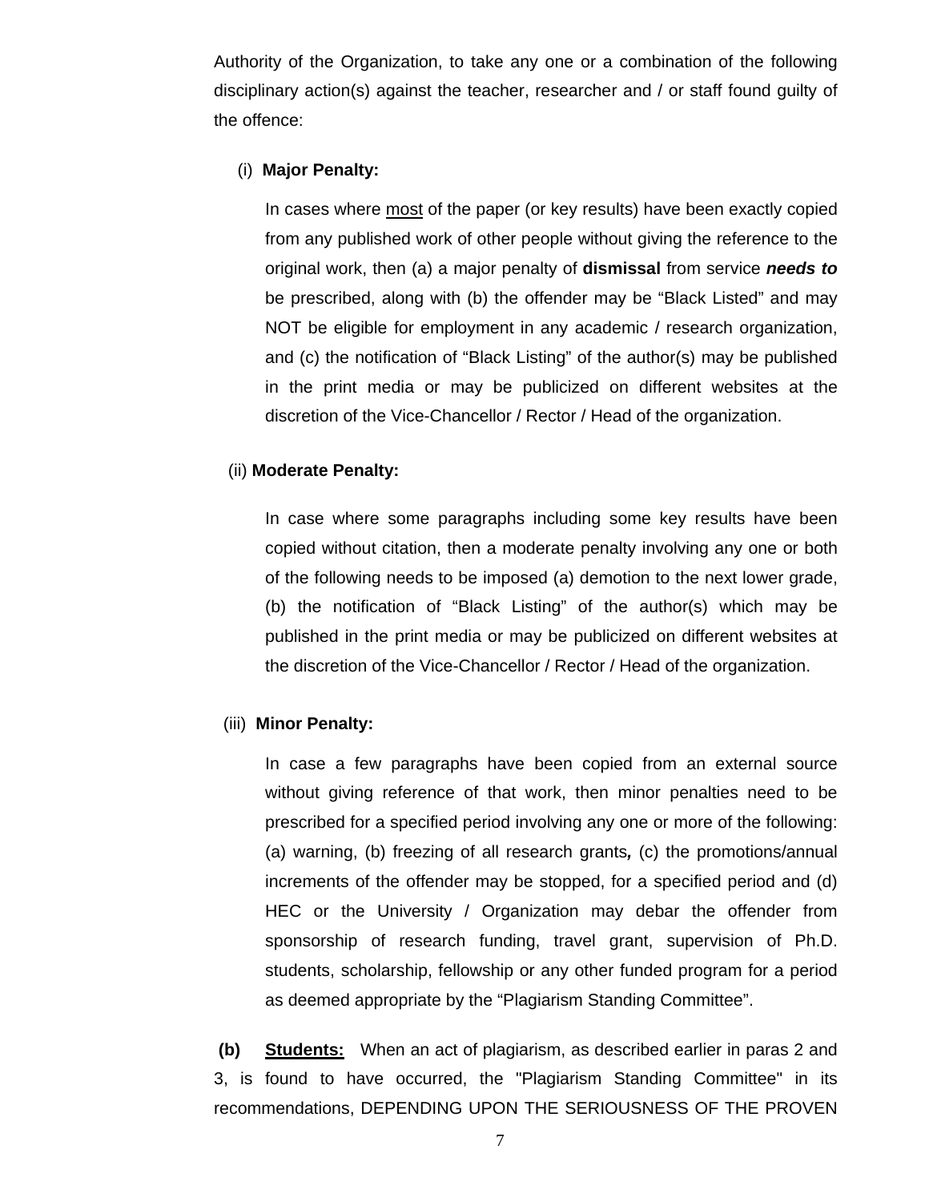Authority of the Organization, to take any one or a combination of the following disciplinary action(s) against the teacher, researcher and / or staff found guilty of the offence:

(i) **Major Penalty:**

In cases where <u>most</u> of the paper (or key results) have been exactly copied from any published work of other people without giving the reference to the original work, then (a) a major penalty of **dismissal** from service ***needs to*** be prescribed, along with (b) the offender may be "Black Listed" and may NOT be eligible for employment in any academic / research organization, and (c) the notification of "Black Listing" of the author(s) may be published in the print media or may be publicized on different websites at the discretion of the Vice-Chancellor / Rector / Head of the organization.

(ii) **Moderate Penalty:**

In case where some paragraphs including some key results have been copied without citation, then a moderate penalty involving any one or both of the following needs to be imposed (a) demotion to the next lower grade, (b) the notification of "Black Listing" of the author(s) which may be published in the print media or may be publicized on different websites at the discretion of the Vice-Chancellor / Rector / Head of the organization.

(iii) **Minor Penalty:**

In case a few paragraphs have been copied from an external source without giving reference of that work, then minor penalties need to be prescribed for a specified period involving any one or more of the following: (a) warning, (b) freezing of all research grants***,*** (c) the promotions/annual increments of the offender may be stopped, for a specified period and (d) HEC or the University / Organization may debar the offender from sponsorship of research funding, travel grant, supervision of Ph.D. students, scholarship, fellowship or any other funded program for a period as deemed appropriate by the "Plagiarism Standing Committee".

**(b)** **<u>Students:</u>** When an act of plagiarism, as described earlier in paras 2 and 3, is found to have occurred, the "Plagiarism Standing Committee" in its recommendations, DEPENDING UPON THE SERIOUSNESS OF THE PROVEN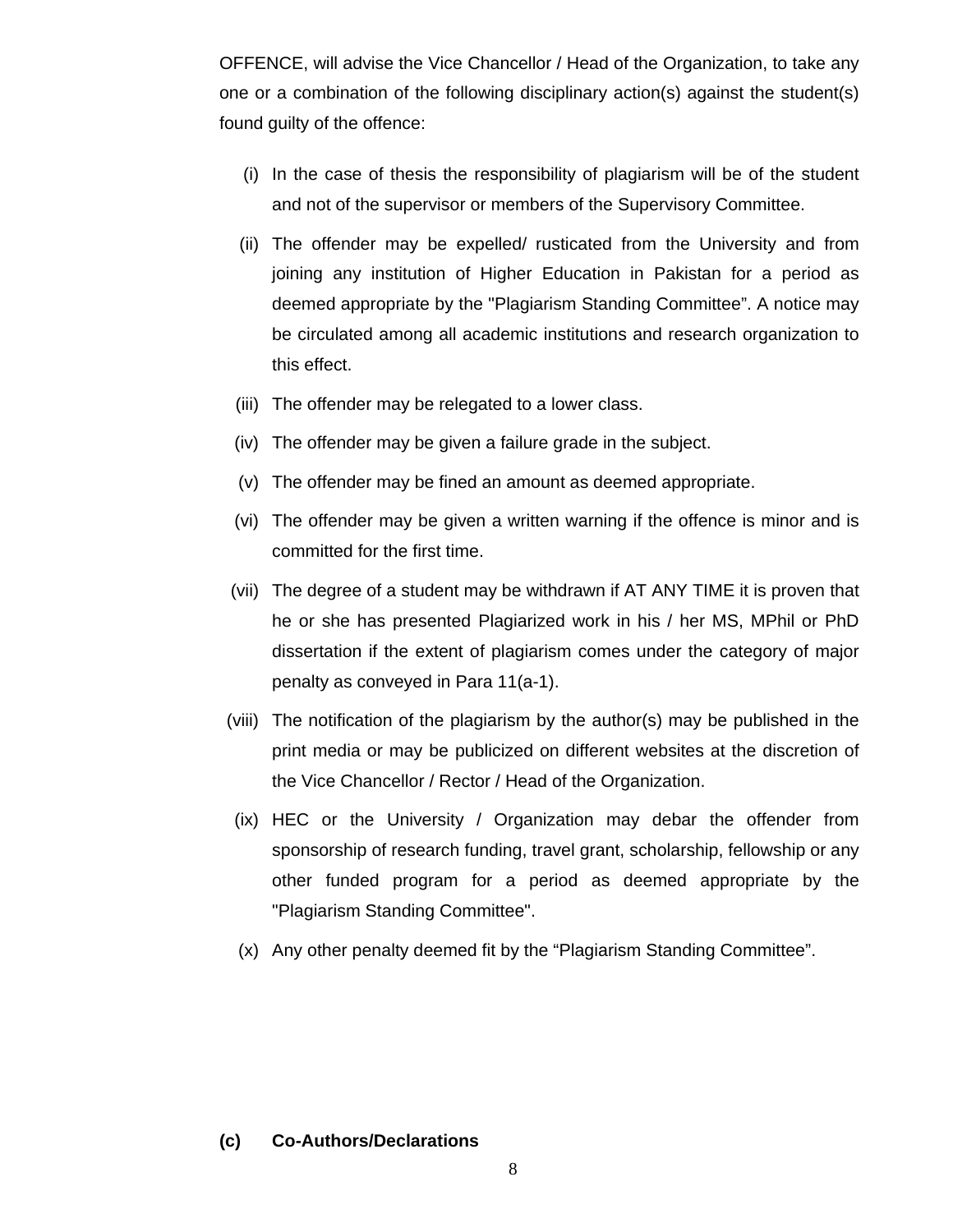OFFENCE, will advise the Vice Chancellor / Head of the Organization, to take any one or a combination of the following disciplinary action(s) against the student(s) found guilty of the offence:

(i) In the case of thesis the responsibility of plagiarism will be of the student and not of the supervisor or members of the Supervisory Committee.

(ii) The offender may be expelled/ rusticated from the University and from joining any institution of Higher Education in Pakistan for a period as deemed appropriate by the "Plagiarism Standing Committee". A notice may be circulated among all academic institutions and research organization to this effect.

(iii) The offender may be relegated to a lower class.

(iv) The offender may be given a failure grade in the subject.

(v) The offender may be fined an amount as deemed appropriate.

(vi) The offender may be given a written warning if the offence is minor and is committed for the first time.

(vii) The degree of a student may be withdrawn if AT ANY TIME it is proven that he or she has presented Plagiarized work in his / her MS, MPhil or PhD dissertation if the extent of plagiarism comes under the category of major penalty as conveyed in Para 11(a-1).

(viii) The notification of the plagiarism by the author(s) may be published in the print media or may be publicized on different websites at the discretion of the Vice Chancellor / Rector / Head of the Organization.

(ix) HEC or the University / Organization may debar the offender from sponsorship of research funding, travel grant, scholarship, fellowship or any other funded program for a period as deemed appropriate by the "Plagiarism Standing Committee".

(x) Any other penalty deemed fit by the "Plagiarism Standing Committee".

**(c) Co-Authors/Declarations**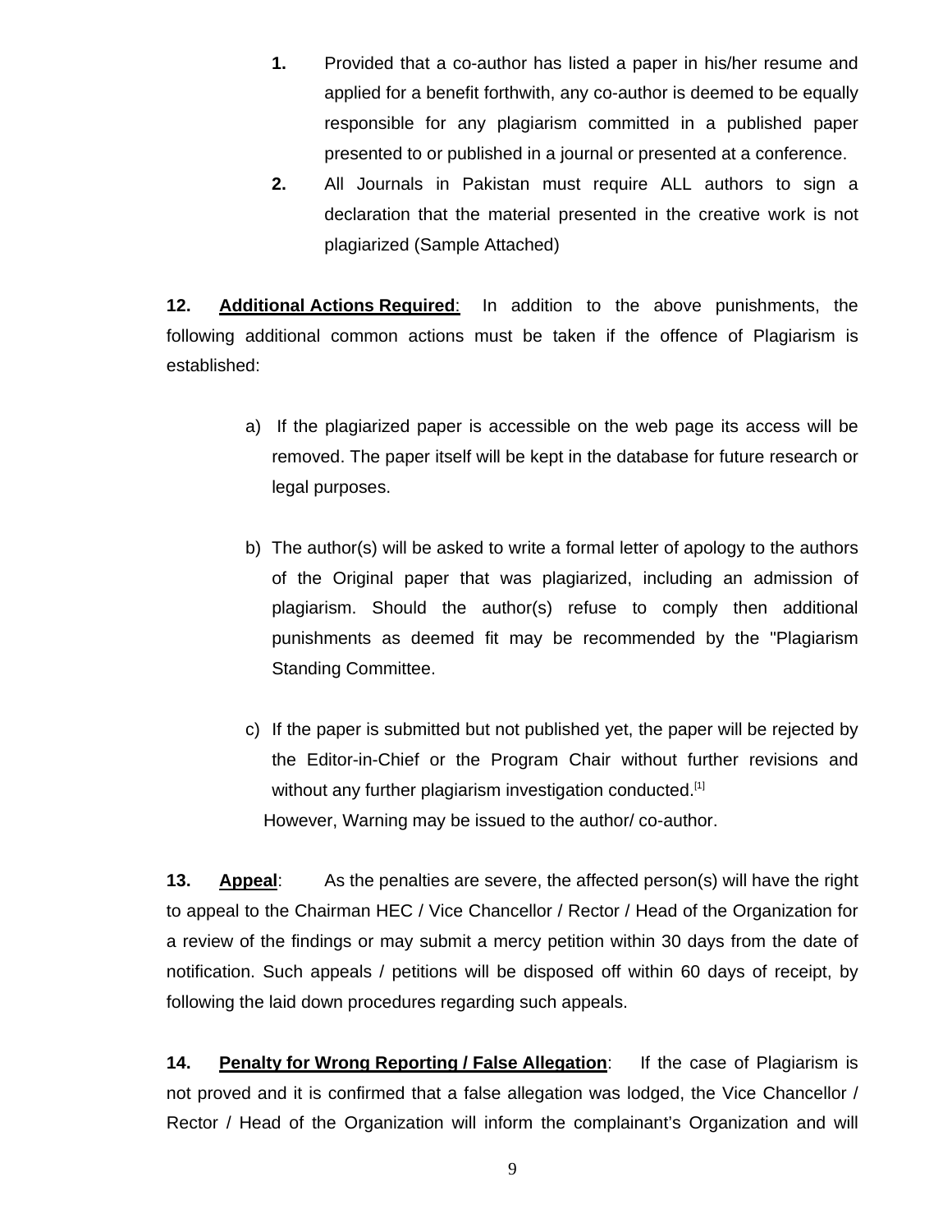1. Provided that a co-author has listed a paper in his/her resume and applied for a benefit forthwith, any co-author is deemed to be equally responsible for any plagiarism committed in a published paper presented to or published in a journal or presented at a conference.
2. All Journals in Pakistan must require ALL authors to sign a declaration that the material presented in the creative work is not plagiarized (Sample Attached)

**12. <u>Additional Actions Required</u>**: In addition to the above punishments, the following additional common actions must be taken if the offence of Plagiarism is established:

a) If the plagiarized paper is accessible on the web page its access will be removed. The paper itself will be kept in the database for future research or legal purposes.

b) The author(s) will be asked to write a formal letter of apology to the authors of the Original paper that was plagiarized, including an admission of plagiarism. Should the author(s) refuse to comply then additional punishments as deemed fit may be recommended by the "Plagiarism Standing Committee.

c) If the paper is submitted but not published yet, the paper will be rejected by the Editor-in-Chief or the Program Chair without further revisions and without any further plagiarism investigation conducted.[1]
However, Warning may be issued to the author/ co-author.

**13. <u>Appeal</u>**: As the penalties are severe, the affected person(s) will have the right to appeal to the Chairman HEC / Vice Chancellor / Rector / Head of the Organization for a review of the findings or may submit a mercy petition within 30 days from the date of notification. Such appeals / petitions will be disposed off within 60 days of receipt, by following the laid down procedures regarding such appeals.

**14. <u>Penalty for Wrong Reporting / False Allegation</u>**: If the case of Plagiarism is not proved and it is confirmed that a false allegation was lodged, the Vice Chancellor / Rector / Head of the Organization will inform the complainant's Organization and will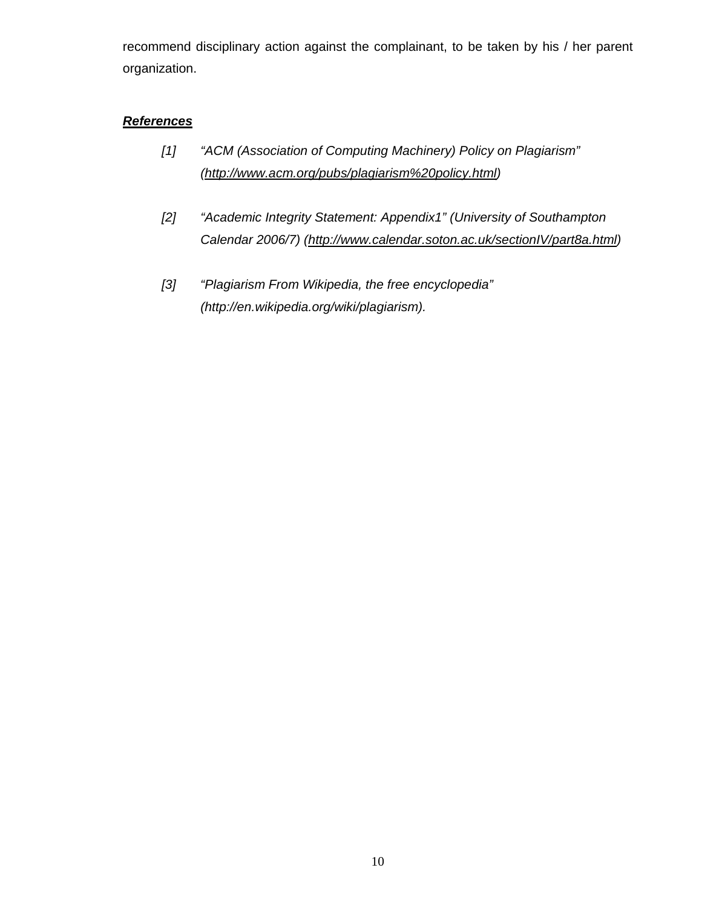recommend disciplinary action against the complainant, to be taken by his / her parent organization.

***References***

*[1] "ACM (Association of Computing Machinery) Policy on Plagiarism" (http://www.acm.org/pubs/plagiarism%20policy.html)*

*[2] "Academic Integrity Statement: Appendix1" (University of Southampton Calendar 2006/7) (http://www.calendar.soton.ac.uk/sectionIV/part8a.html)*

*[3] "Plagiarism From Wikipedia, the free encyclopedia" (http://en.wikipedia.org/wiki/plagiarism).*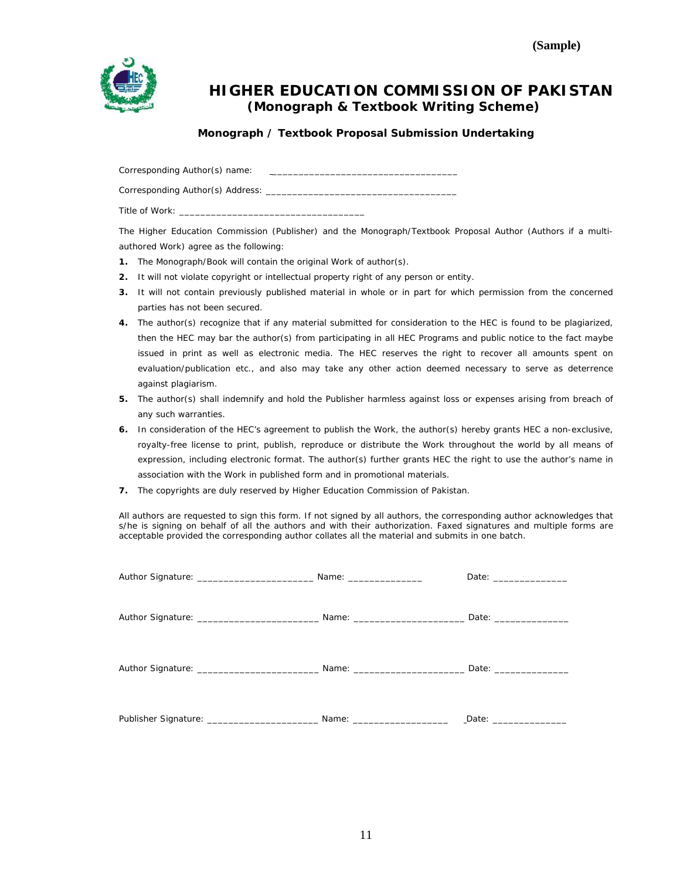(Sample)

# HIGHER EDUCATION COMMISSION OF PAKISTAN
## (Monograph & Textbook Writing Scheme)

### Monograph / Textbook Proposal Submission Undertaking

Corresponding Author(s) name: ___________________________________

Corresponding Author(s) Address: ___________________________________

Title of Work: ___________________________________

The Higher Education Commission (Publisher) and the Monograph/Textbook Proposal Author (Authors if a multi-authored Work) agree as the following:

1. The Monograph/Book will contain the original Work of author(s).
2. It will not violate copyright or intellectual property right of any person or entity.
3. It will not contain previously published material in whole or in part for which permission from the concerned parties has not been secured.
4. The author(s) recognize that if any material submitted for consideration to the HEC is found to be plagiarized, then the HEC may bar the author(s) from participating in all HEC Programs and public notice to the fact maybe issued in print as well as electronic media. The HEC reserves the right to recover all amounts spent on evaluation/publication etc., and also may take any other action deemed necessary to serve as deterrence against plagiarism.
5. The author(s) shall indemnify and hold the Publisher harmless against loss or expenses arising from breach of any such warranties.
6. In consideration of the HEC's agreement to publish the Work, the author(s) hereby grants HEC a non-exclusive, royalty-free license to print, publish, reproduce or distribute the Work throughout the world by all means of expression, including electronic format. The author(s) further grants HEC the right to use the author's name in association with the Work in published form and in promotional materials.
7. The copyrights are duly reserved by Higher Education Commission of Pakistan.

All authors are requested to sign this form. If not signed by all authors, the corresponding author acknowledges that s/he is signing on behalf of all the authors and with their authorization. Faxed signatures and multiple forms are acceptable provided the corresponding author collates all the material and submits in one batch.

Author Signature: ______________________ Name: ______________ Date: ______________

Author Signature: ______________________ Name: ____________________ Date: ______________

Author Signature: ______________________ Name: ____________________ Date: ______________

Publisher Signature: ____________________ Name: _________________ Date: ______________